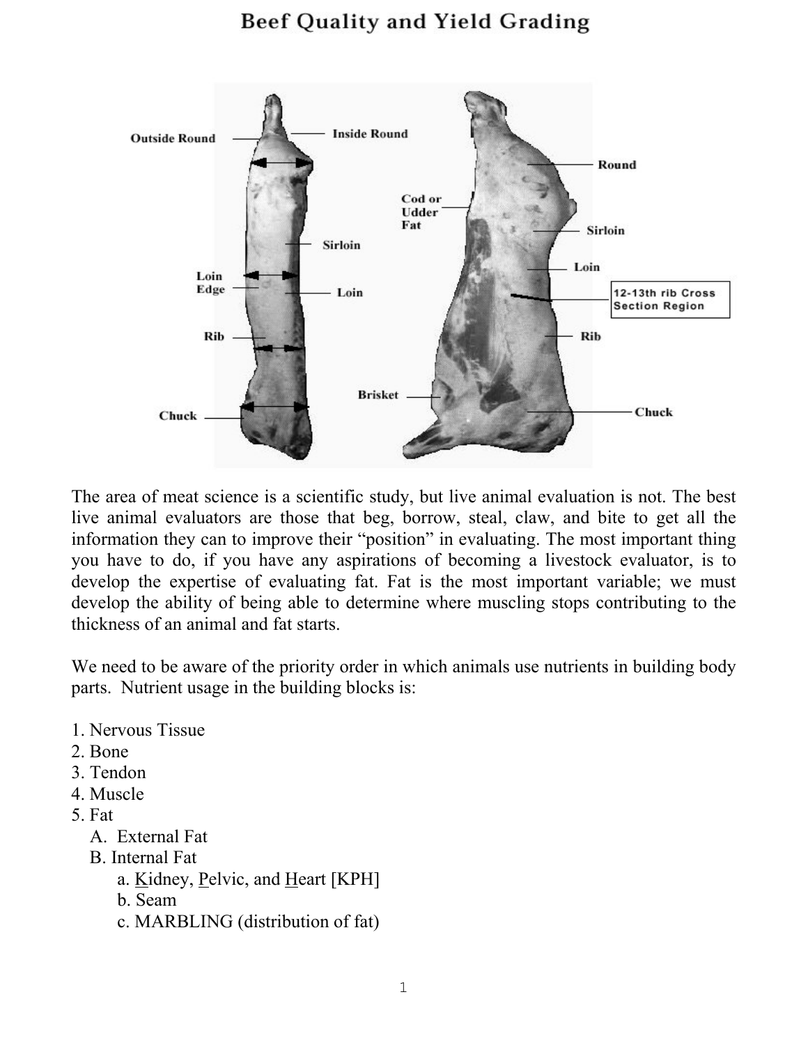# Beef Quality and Yield Grading

The area of meat science is a scientific study, but live animal evaluation is not. The best live animal evaluators are those that beg, borrow, steal, claw, and bite to get all the information they can to improve their "position" in evaluating. The most important thing you have to do, if you have any aspirations of becoming a livestock evaluator, is to develop the expertise of evaluating fat. Fat is the most important variable; we must develop the ability of being able to determine where muscling stops contributing to the thickness of an animal and fat starts.

We need to be aware of the priority order in which animals use nutrients in building body parts. Nutrient usage in the building blocks is:

1. Nervous Tissue
2. Bone
3. Tendon
4. Muscle
5. Fat
   - A. External Fat
   - B. Internal Fat
     - a. <u>K</u>idney, <u>P</u>elvic, and <u>H</u>eart [KPH]
     - b. Seam
     - c. MARBLING (distribution of fat)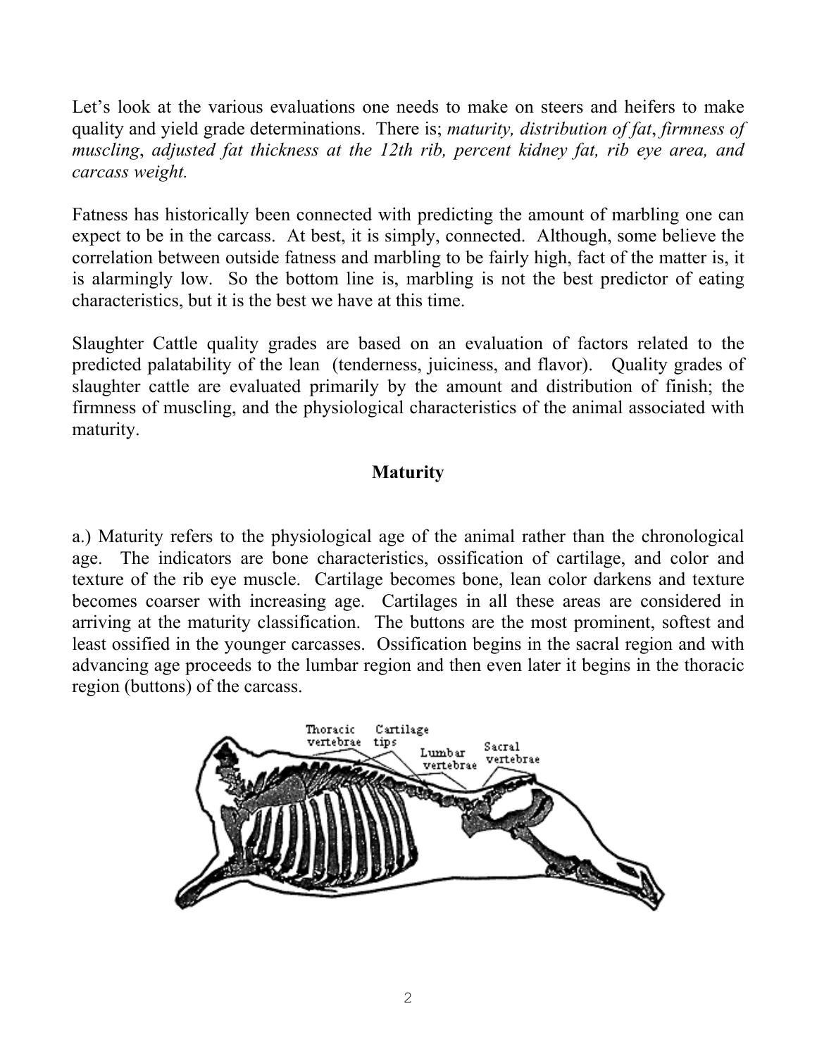Let's look at the various evaluations one needs to make on steers and heifers to make quality and yield grade determinations. There is; *maturity, distribution of fat*, *firmness of muscling*, *adjusted fat thickness at the 12th rib, percent kidney fat, rib eye area, and carcass weight.*

Fatness has historically been connected with predicting the amount of marbling one can expect to be in the carcass. At best, it is simply, connected. Although, some believe the correlation between outside fatness and marbling to be fairly high, fact of the matter is, it is alarmingly low. So the bottom line is, marbling is not the best predictor of eating characteristics, but it is the best we have at this time.

Slaughter Cattle quality grades are based on an evaluation of factors related to the predicted palatability of the lean (tenderness, juiciness, and flavor). Quality grades of slaughter cattle are evaluated primarily by the amount and distribution of finish; the firmness of muscling, and the physiological characteristics of the animal associated with maturity.

## Maturity

a.) Maturity refers to the physiological age of the animal rather than the chronological age. The indicators are bone characteristics, ossification of cartilage, and color and texture of the rib eye muscle. Cartilage becomes bone, lean color darkens and texture becomes coarser with increasing age. Cartilages in all these areas are considered in arriving at the maturity classification. The buttons are the most prominent, softest and least ossified in the younger carcasses. Ossification begins in the sacral region and with advancing age proceeds to the lumbar region and then even later it begins in the thoracic region (buttons) of the carcass.

Thoracic vertebrae | Cartilage tips | Lumbar vertebrae | Sacral vertebrae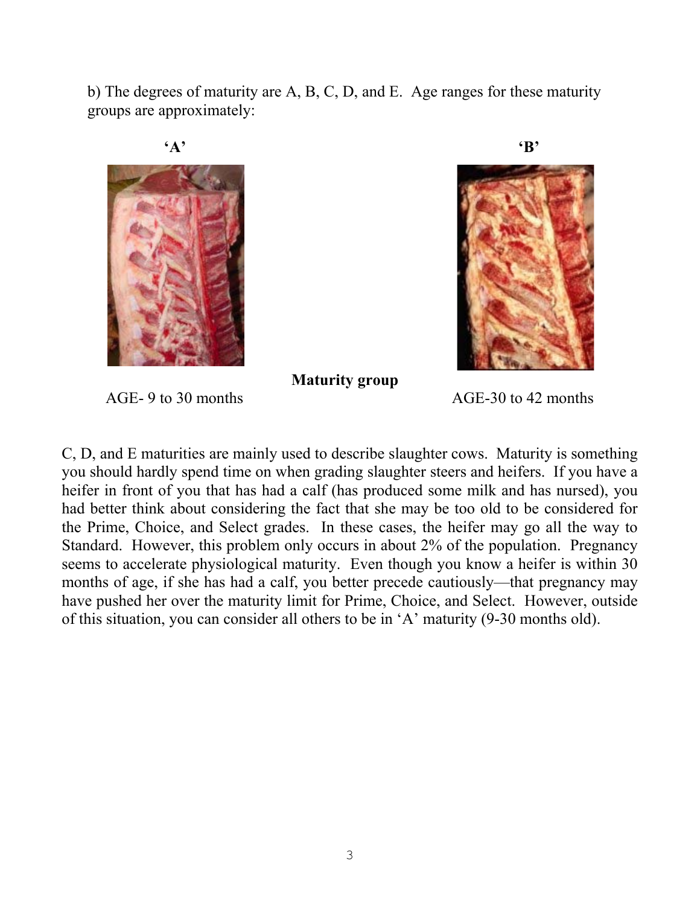b) The degrees of maturity are A, B, C, D, and E. Age ranges for these maturity groups are approximately:

**Maturity group**

| **'A'** | **'B'** |
|---|---|
| AGE- 9 to 30 months | AGE-30 to 42 months |

C, D, and E maturities are mainly used to describe slaughter cows. Maturity is something you should hardly spend time on when grading slaughter steers and heifers. If you have a heifer in front of you that has had a calf (has produced some milk and has nursed), you had better think about considering the fact that she may be too old to be considered for the Prime, Choice, and Select grades. In these cases, the heifer may go all the way to Standard. However, this problem only occurs in about 2% of the population. Pregnancy seems to accelerate physiological maturity. Even though you know a heifer is within 30 months of age, if she has had a calf, you better precede cautiously—that pregnancy may have pushed her over the maturity limit for Prime, Choice, and Select. However, outside of this situation, you can consider all others to be in 'A' maturity (9-30 months old).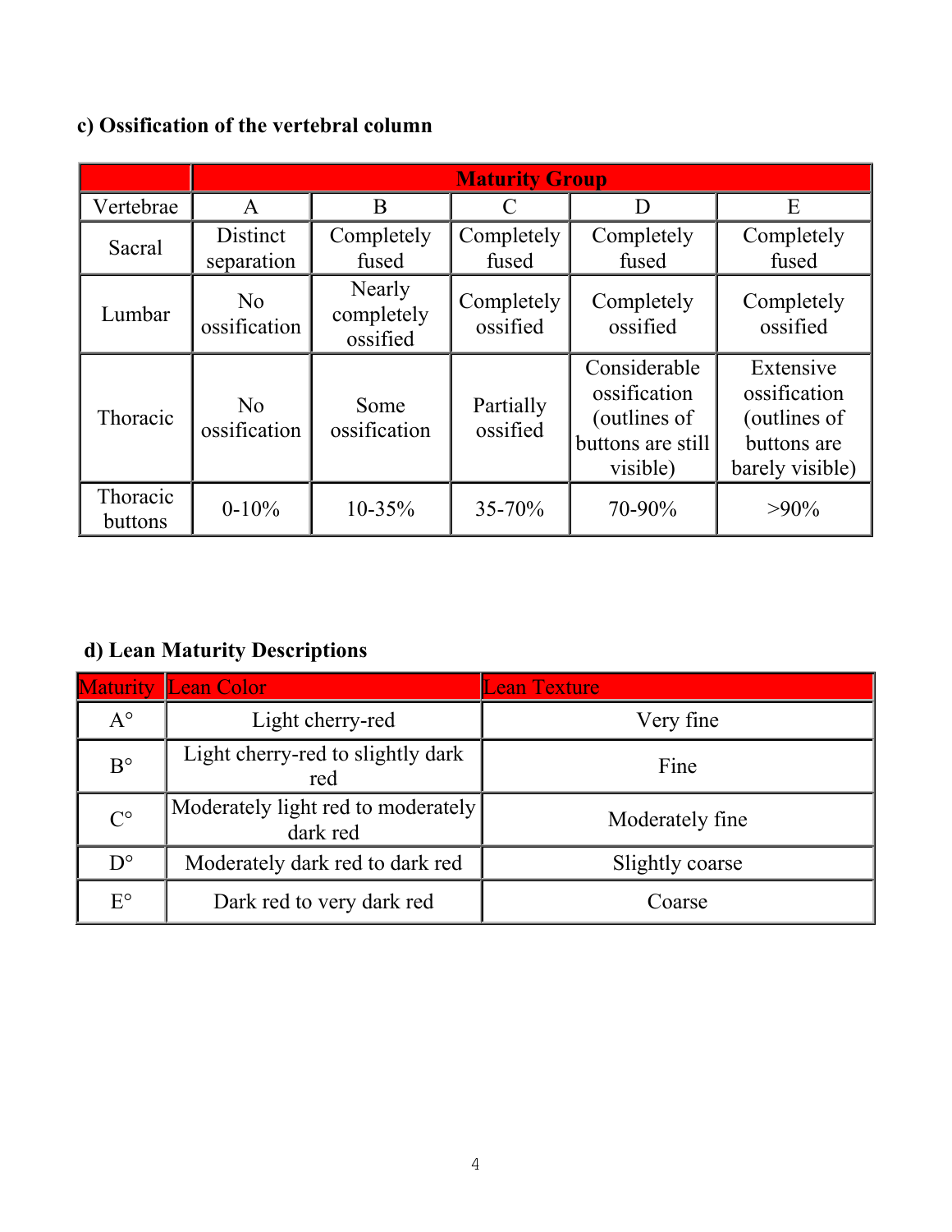### c) Ossification of the vertebral column

| | Maturity Group | | | | |
|---|---|---|---|---|---|
| Vertebrae | A | B | C | D | E |
| Sacral | Distinct separation | Completely fused | Completely fused | Completely fused | Completely fused |
| Lumbar | No ossification | Nearly completely ossified | Completely ossified | Completely ossified | Completely ossified |
| Thoracic | No ossification | Some ossification | Partially ossified | Considerable ossification (outlines of buttons are still visible) | Extensive ossification (outlines of buttons are barely visible) |
| Thoracic buttons | 0-10% | 10-35% | 35-70% | 70-90% | >90% |

### d) Lean Maturity Descriptions

| Maturity | Lean Color | Lean Texture |
|---|---|---|
| A° | Light cherry-red | Very fine |
| B° | Light cherry-red to slightly dark red | Fine |
| C° | Moderately light red to moderately dark red | Moderately fine |
| D° | Moderately dark red to dark red | Slightly coarse |
| E° | Dark red to very dark red | Coarse |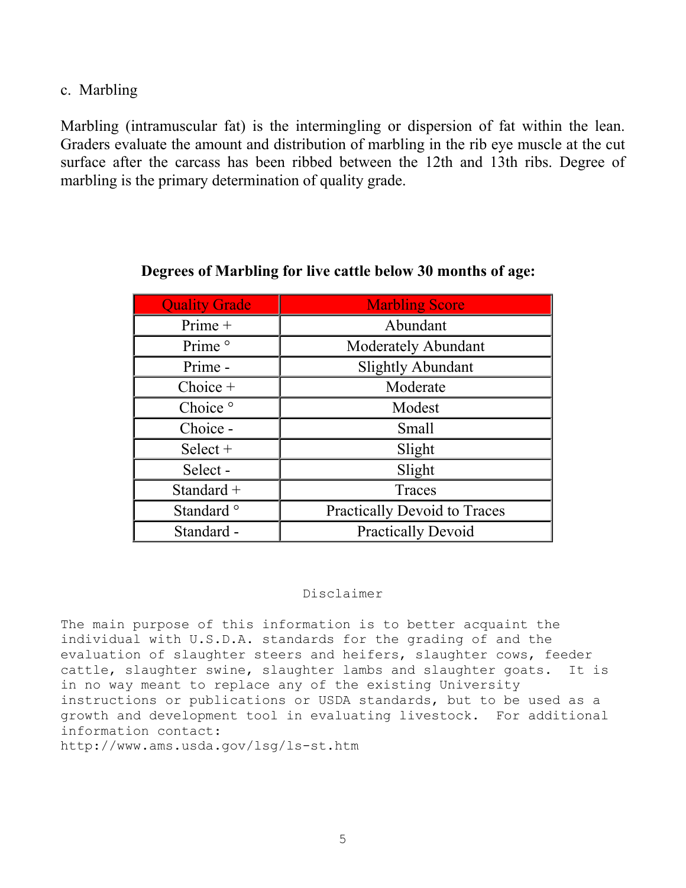c. Marbling

Marbling (intramuscular fat) is the intermingling or dispersion of fat within the lean. Graders evaluate the amount and distribution of marbling in the rib eye muscle at the cut surface after the carcass has been ribbed between the 12th and 13th ribs. Degree of marbling is the primary determination of quality grade.

**Degrees of Marbling for live cattle below 30 months of age:**

| Quality Grade | Marbling Score |
|---|---|
| Prime + | Abundant |
| Prime ° | Moderately Abundant |
| Prime - | Slightly Abundant |
| Choice + | Moderate |
| Choice ° | Modest |
| Choice - | Small |
| Select + | Slight |
| Select - | Slight |
| Standard + | Traces |
| Standard ° | Practically Devoid to Traces |
| Standard - | Practically Devoid |

Disclaimer

The main purpose of this information is to better acquaint the individual with U.S.D.A. standards for the grading of and the evaluation of slaughter steers and heifers, slaughter cows, feeder cattle, slaughter swine, slaughter lambs and slaughter goats. It is in no way meant to replace any of the existing University instructions or publications or USDA standards, but to be used as a growth and development tool in evaluating livestock. For additional information contact:
http://www.ams.usda.gov/lsg/ls-st.htm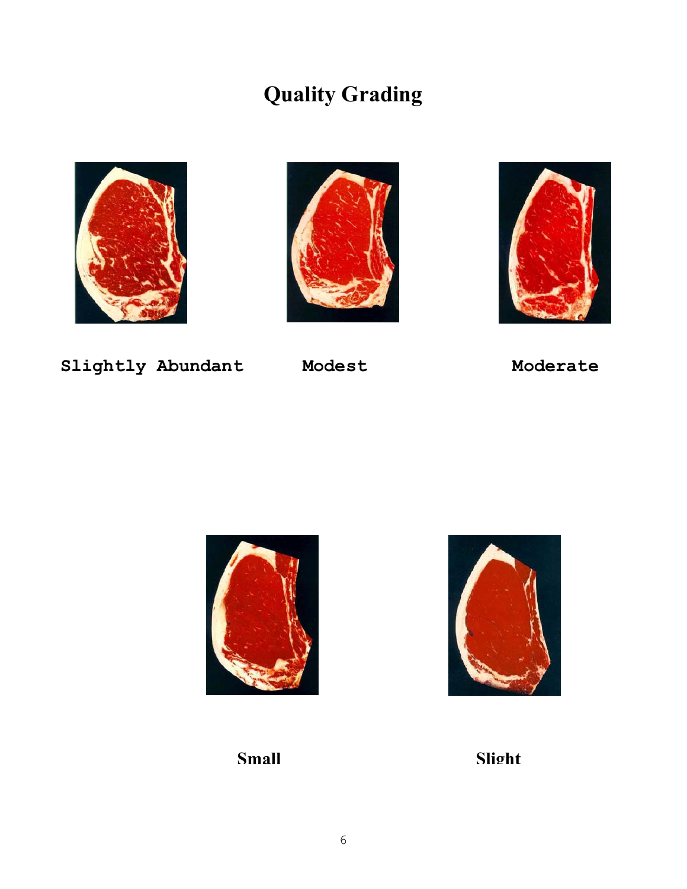# Quality Grading

Slightly Abundant

Modest

Moderate

Small

Slight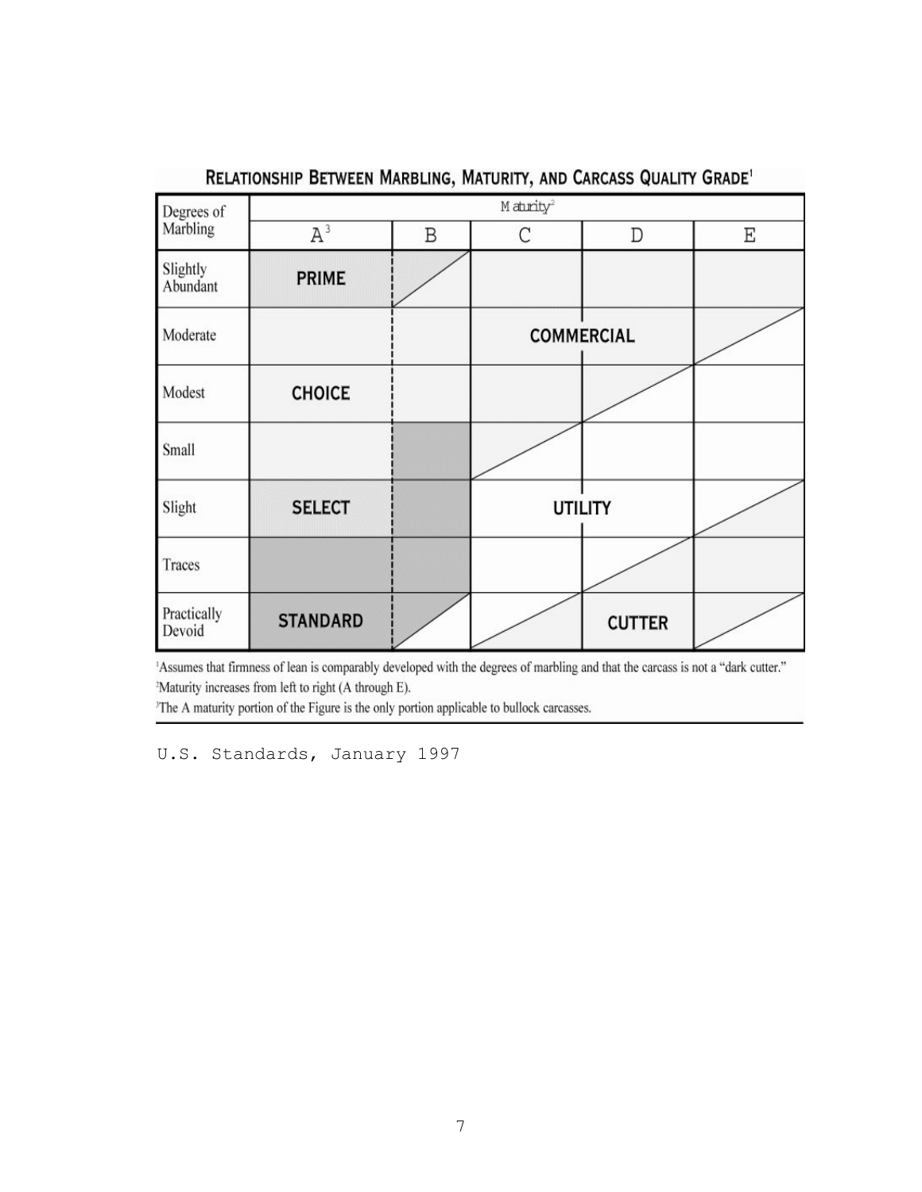## RELATIONSHIP BETWEEN MARBLING, MATURITY, AND CARCASS QUALITY GRADE[1]

| Degrees of Marbling | Maturity[2] | | | | |
|---|---|---|---|---|---|
| | A[3] | B | C | D | E |
| Slightly Abundant | PRIME | | | | |
| Moderate | | | COMMERCIAL | | |
| Modest | CHOICE | | | | |
| Small | | | | | |
| Slight | SELECT | | UTILITY | | |
| Traces | | | | | |
| Practically Devoid | STANDARD | | | CUTTER | |

[1]Assumes that firmness of lean is comparably developed with the degrees of marbling and that the carcass is not a "dark cutter."
[2]Maturity increases from left to right (A through E).
[3]The A maturity portion of the Figure is the only portion applicable to bullock carcasses.

U.S. Standards, January 1997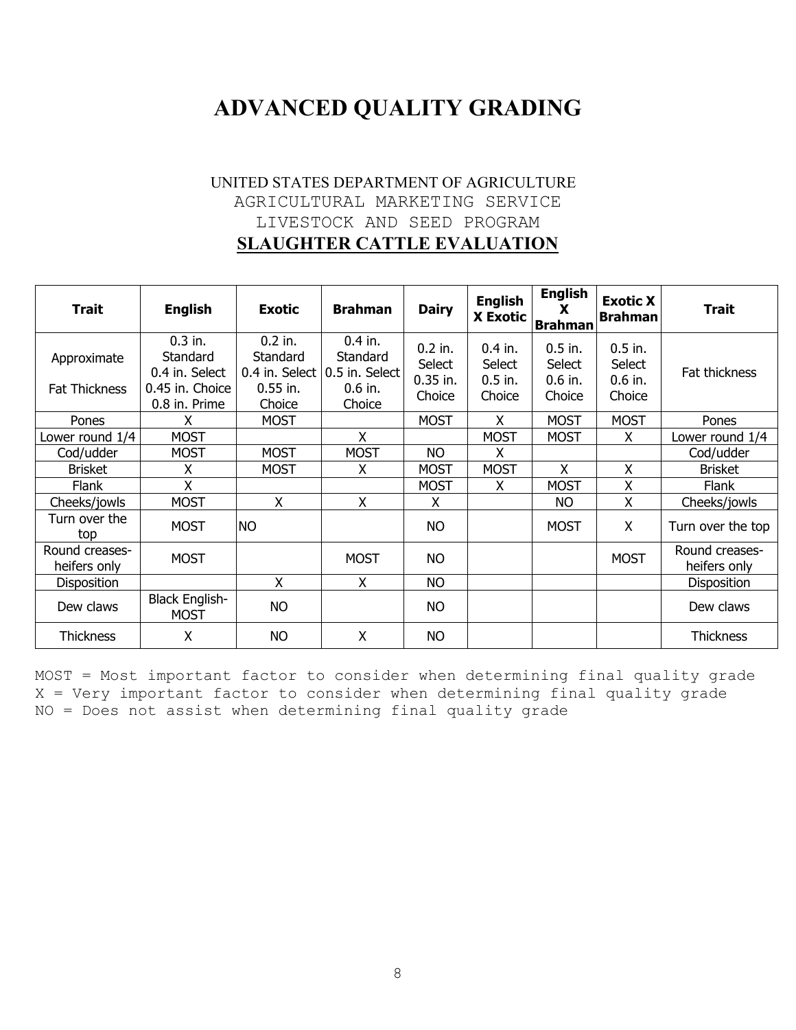# ADVANCED QUALITY GRADING

UNITED STATES DEPARTMENT OF AGRICULTURE
AGRICULTURAL MARKETING SERVICE
LIVESTOCK AND SEED PROGRAM

**SLAUGHTER CATTLE EVALUATION**

| Trait | English | Exotic | Brahman | Dairy | English X Exotic | English X Brahman | Exotic X Brahman | Trait |
|---|---|---|---|---|---|---|---|---|
| Approximate Fat Thickness | 0.3 in. Standard 0.4 in. Select 0.45 in. Choice 0.8 in. Prime | 0.2 in. Standard 0.4 in. Select 0.55 in. Choice | 0.4 in. Standard 0.5 in. Select 0.6 in. Choice | 0.2 in. Select 0.35 in. Choice | 0.4 in. Select 0.5 in. Choice | 0.5 in. Select 0.6 in. Choice | 0.5 in. Select 0.6 in. Choice | Fat thickness |
| Pones | X | MOST | | MOST | X | MOST | MOST | Pones |
| Lower round 1/4 | MOST | | X | | MOST | MOST | X | Lower round 1/4 |
| Cod/udder | MOST | MOST | MOST | NO | X | | | Cod/udder |
| Brisket | X | MOST | X | MOST | MOST | X | X | Brisket |
| Flank | X | | | MOST | X | MOST | X | Flank |
| Cheeks/jowls | MOST | X | X | X | | NO | X | Cheeks/jowls |
| Turn over the top | MOST | NO | | NO | | MOST | X | Turn over the top |
| Round creases-heifers only | MOST | | MOST | NO | | | MOST | Round creases-heifers only |
| Disposition | | X | X | NO | | | | Disposition |
| Dew claws | Black English-MOST | NO | | NO | | | | Dew claws |
| Thickness | X | NO | X | NO | | | | Thickness |

MOST = Most important factor to consider when determining final quality grade
X = Very important factor to consider when determining final quality grade
NO = Does not assist when determining final quality grade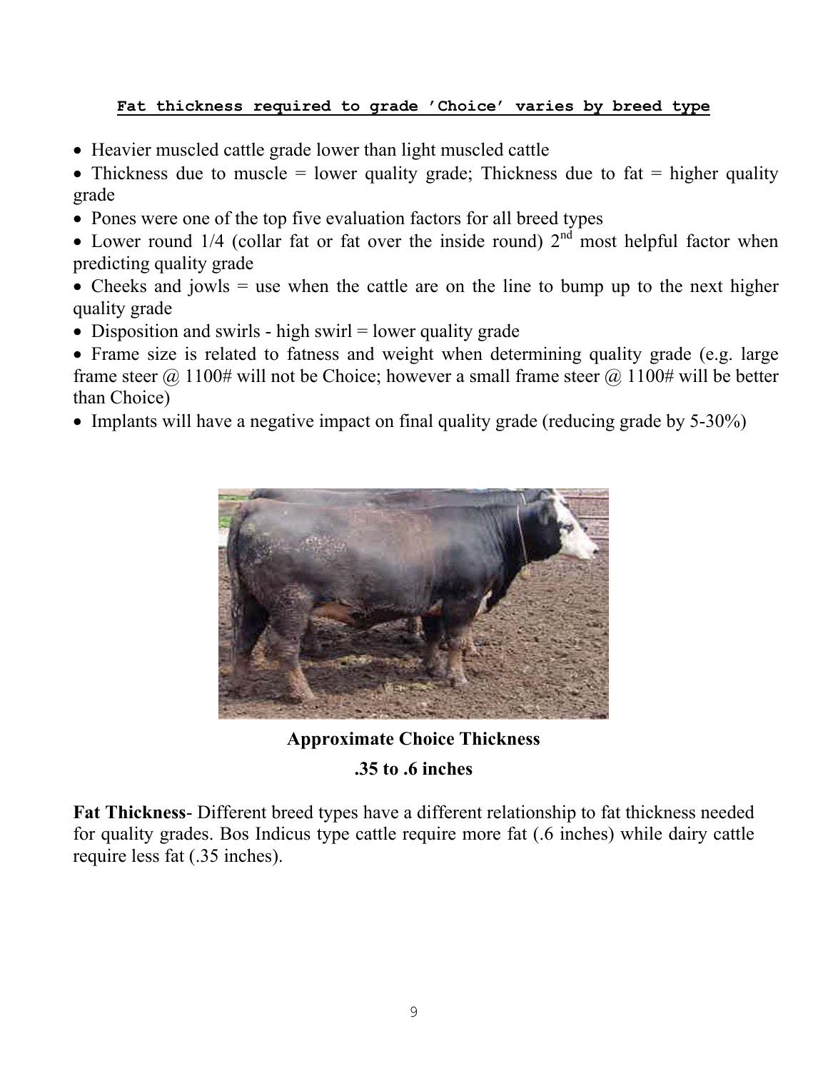**Fat thickness required to grade 'Choice' varies by breed type**

- Heavier muscled cattle grade lower than light muscled cattle
- Thickness due to muscle = lower quality grade; Thickness due to fat = higher quality grade
- Pones were one of the top five evaluation factors for all breed types
- Lower round 1/4 (collar fat or fat over the inside round) 2nd most helpful factor when predicting quality grade
- Cheeks and jowls = use when the cattle are on the line to bump up to the next higher quality grade
- Disposition and swirls - high swirl = lower quality grade
- Frame size is related to fatness and weight when determining quality grade (e.g. large frame steer @ 1100# will not be Choice; however a small frame steer @ 1100# will be better than Choice)
- Implants will have a negative impact on final quality grade (reducing grade by 5-30%)

**Approximate Choice Thickness**

**.35 to .6 inches**

**Fat Thickness**- Different breed types have a different relationship to fat thickness needed for quality grades. Bos Indicus type cattle require more fat (.6 inches) while dairy cattle require less fat (.35 inches).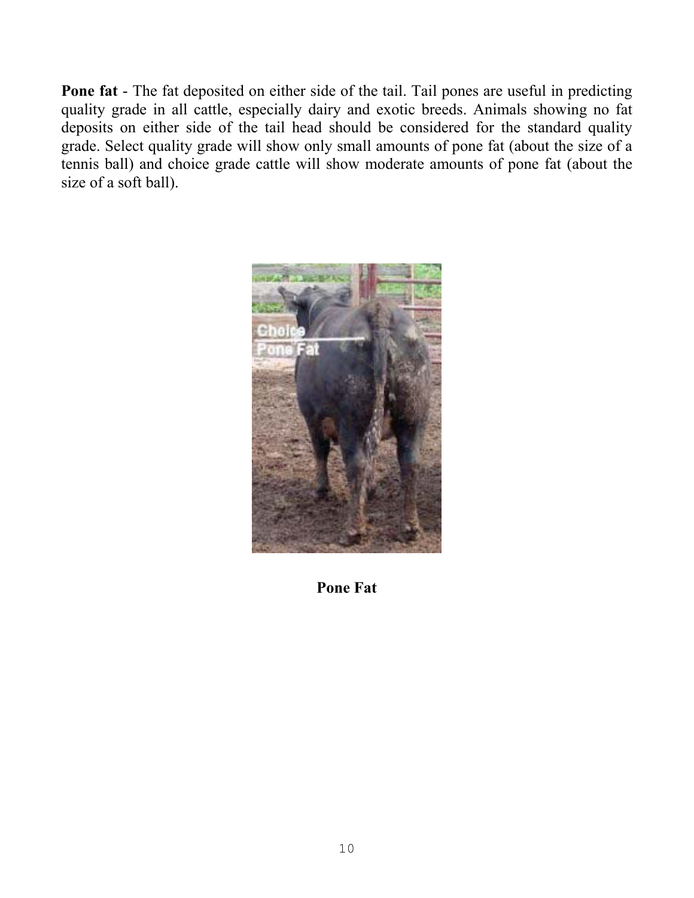**Pone fat** - The fat deposited on either side of the tail. Tail pones are useful in predicting quality grade in all cattle, especially dairy and exotic breeds. Animals showing no fat deposits on either side of the tail head should be considered for the standard quality grade. Select quality grade will show only small amounts of pone fat (about the size of a tennis ball) and choice grade cattle will show moderate amounts of pone fat (about the size of a soft ball).

**Pone Fat**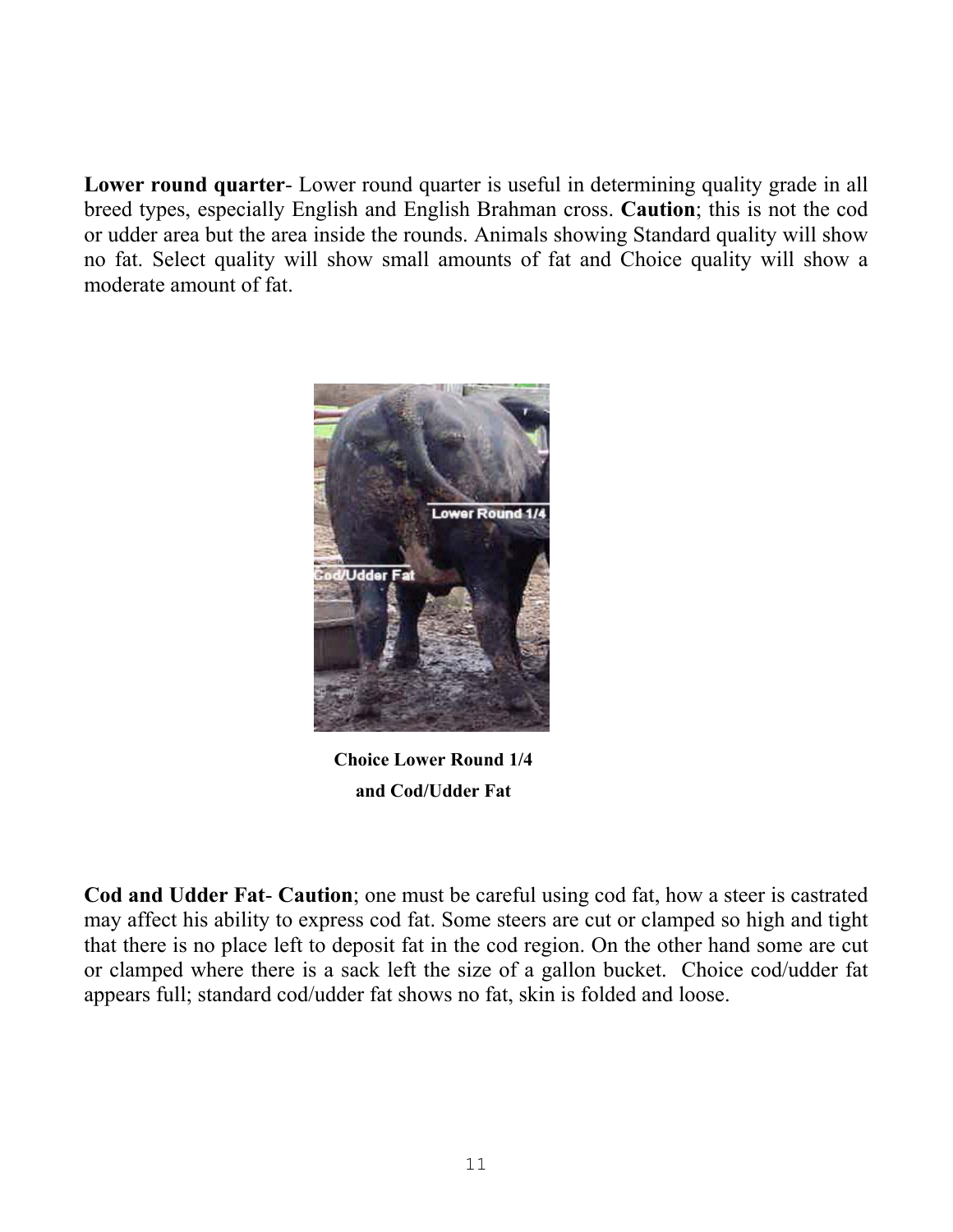**Lower round quarter**- Lower round quarter is useful in determining quality grade in all breed types, especially English and English Brahman cross. **Caution**; this is not the cod or udder area but the area inside the rounds. Animals showing Standard quality will show no fat. Select quality will show small amounts of fat and Choice quality will show a moderate amount of fat.

**Choice Lower Round 1/4 and Cod/Udder Fat**

**Cod and Udder Fat**- **Caution**; one must be careful using cod fat, how a steer is castrated may affect his ability to express cod fat. Some steers are cut or clamped so high and tight that there is no place left to deposit fat in the cod region. On the other hand some are cut or clamped where there is a sack left the size of a gallon bucket. Choice cod/udder fat appears full; standard cod/udder fat shows no fat, skin is folded and loose.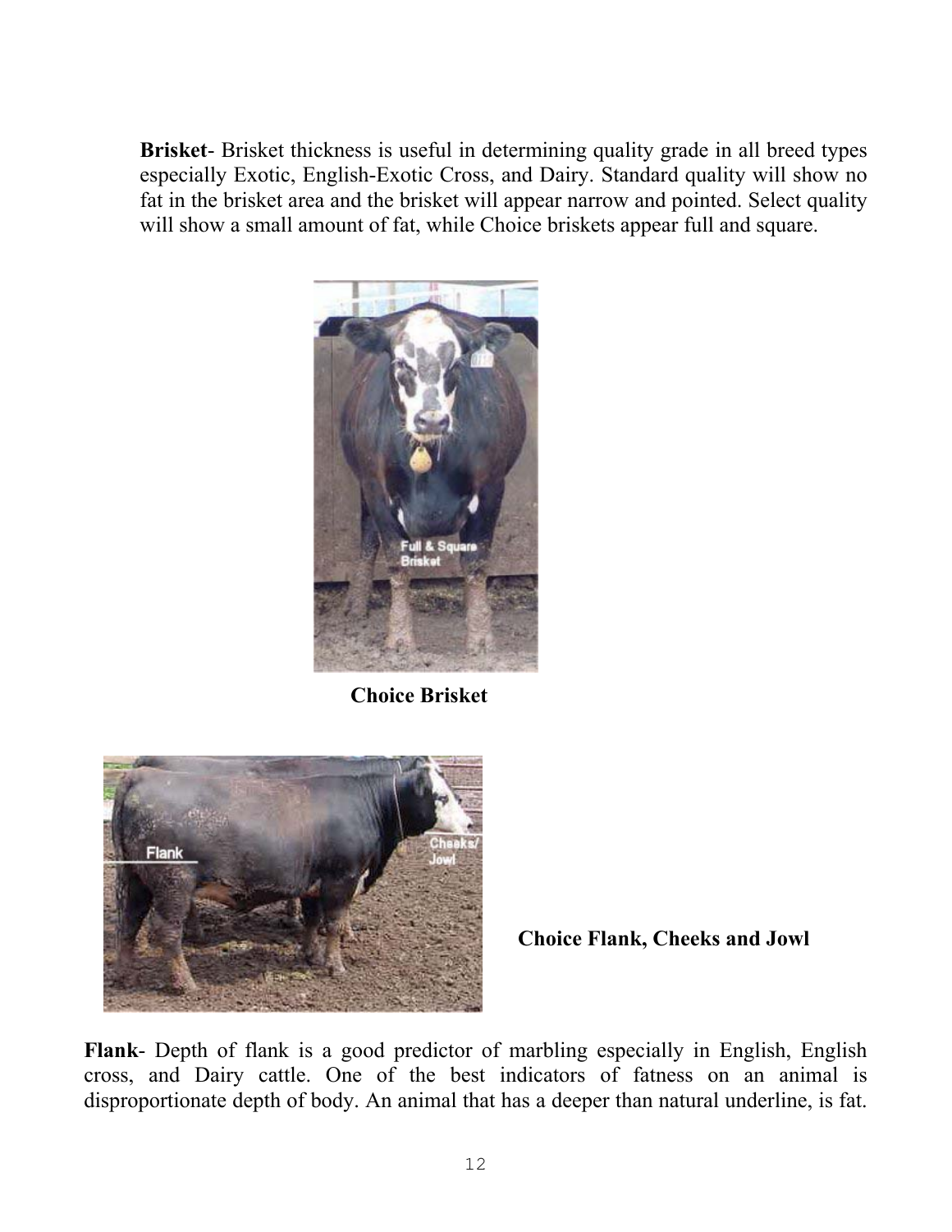**Brisket**- Brisket thickness is useful in determining quality grade in all breed types especially Exotic, English-Exotic Cross, and Dairy. Standard quality will show no fat in the brisket area and the brisket will appear narrow and pointed. Select quality will show a small amount of fat, while Choice briskets appear full and square.

**Choice Brisket**

**Choice Flank, Cheeks and Jowl**

**Flank**- Depth of flank is a good predictor of marbling especially in English, English cross, and Dairy cattle. One of the best indicators of fatness on an animal is disproportionate depth of body. An animal that has a deeper than natural underline, is fat.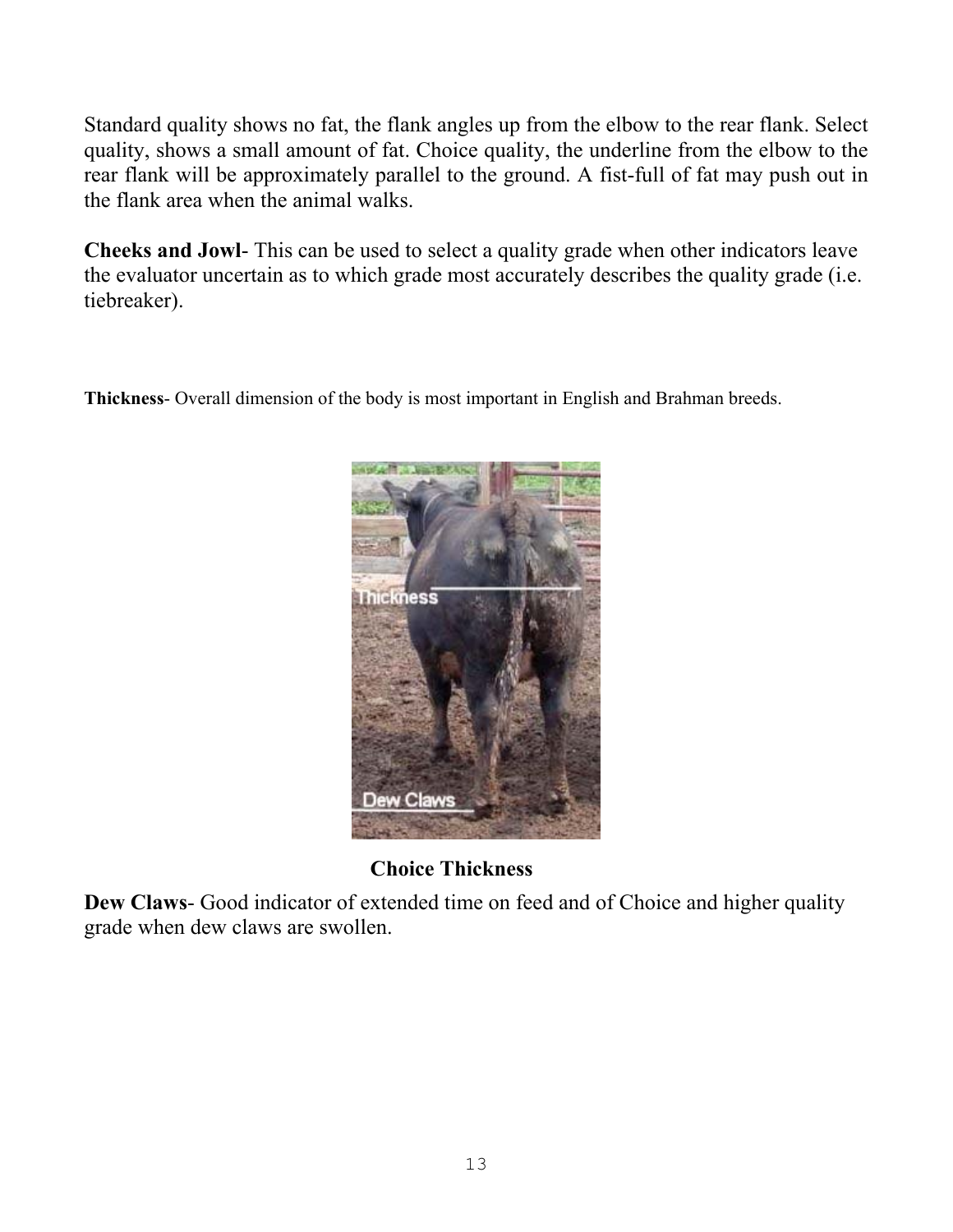Standard quality shows no fat, the flank angles up from the elbow to the rear flank. Select quality, shows a small amount of fat. Choice quality, the underline from the elbow to the rear flank will be approximately parallel to the ground. A fist-full of fat may push out in the flank area when the animal walks.

**Cheeks and Jowl**- This can be used to select a quality grade when other indicators leave the evaluator uncertain as to which grade most accurately describes the quality grade (i.e. tiebreaker).

**Thickness**- Overall dimension of the body is most important in English and Brahman breeds.

**Choice Thickness**

**Dew Claws**- Good indicator of extended time on feed and of Choice and higher quality grade when dew claws are swollen.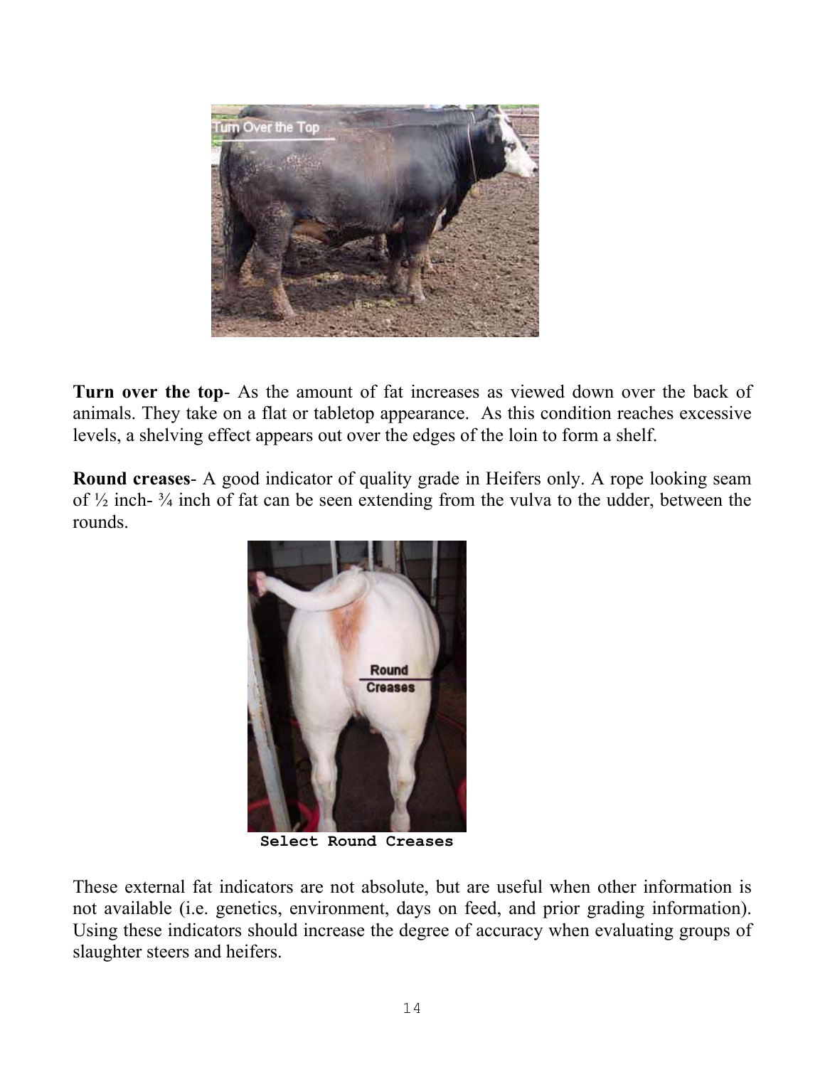**Turn over the top**- As the amount of fat increases as viewed down over the back of animals. They take on a flat or tabletop appearance. As this condition reaches excessive levels, a shelving effect appears out over the edges of the loin to form a shelf.

**Round creases**- A good indicator of quality grade in Heifers only. A rope looking seam of ½ inch- ¾ inch of fat can be seen extending from the vulva to the udder, between the rounds.

Select Round Creases

These external fat indicators are not absolute, but are useful when other information is not available (i.e. genetics, environment, days on feed, and prior grading information). Using these indicators should increase the degree of accuracy when evaluating groups of slaughter steers and heifers.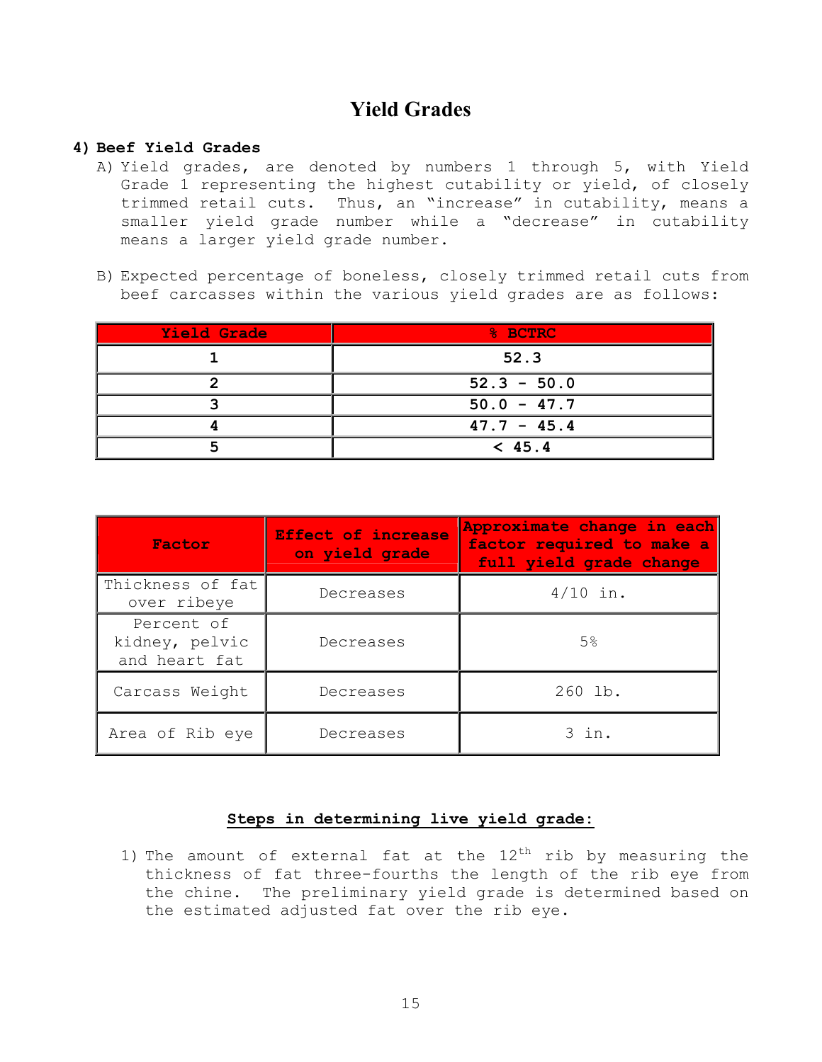# Yield Grades

## 4) Beef Yield Grades

A) Yield grades, are denoted by numbers 1 through 5, with Yield Grade 1 representing the highest cutability or yield, of closely trimmed retail cuts. Thus, an "increase" in cutability, means a smaller yield grade number while a "decrease" in cutability means a larger yield grade number.

B) Expected percentage of boneless, closely trimmed retail cuts from beef carcasses within the various yield grades are as follows:

| Yield Grade | % BCTRC |
|---|---|
| 1 | 52.3 |
| 2 | 52.3 - 50.0 |
| 3 | 50.0 - 47.7 |
| 4 | 47.7 - 45.4 |
| 5 | < 45.4 |

| Factor | Effect of increase on yield grade | Approximate change in each factor required to make a full yield grade change |
|---|---|---|
| Thickness of fat over ribeye | Decreases | 4/10 in. |
| Percent of kidney, pelvic and heart fat | Decreases | 5% |
| Carcass Weight | Decreases | 260 lb. |
| Area of Rib eye | Decreases | 3 in. |

**<u>Steps in determining live yield grade:</u>**

1) The amount of external fat at the 12th rib by measuring the thickness of fat three-fourths the length of the rib eye from the chine. The preliminary yield grade is determined based on the estimated adjusted fat over the rib eye.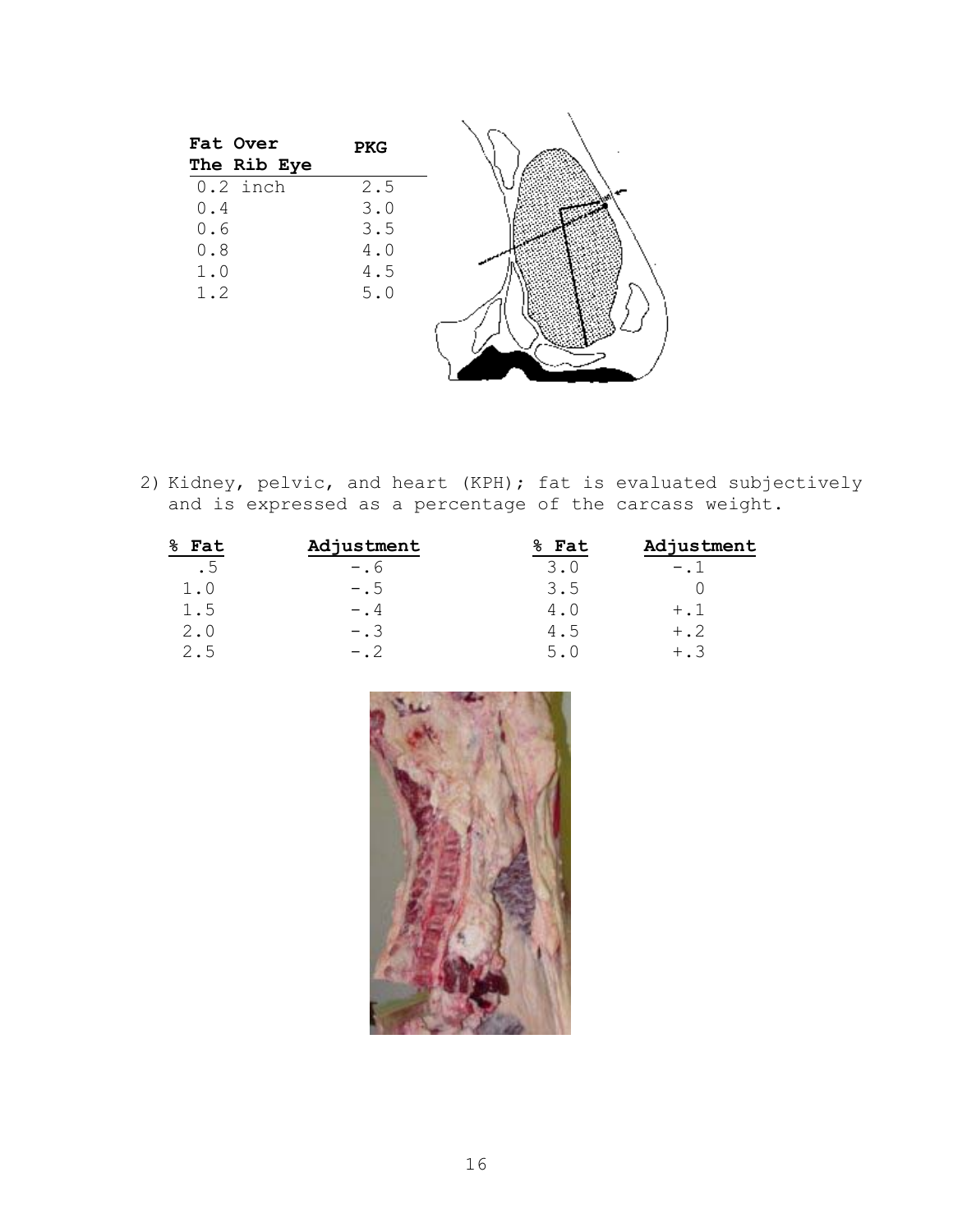| Fat Over The Rib Eye | PKG |
|---|---|
| 0.2 inch | 2.5 |
| 0.4 | 3.0 |
| 0.6 | 3.5 |
| 0.8 | 4.0 |
| 1.0 | 4.5 |
| 1.2 | 5.0 |

2) Kidney, pelvic, and heart (KPH); fat is evaluated subjectively and is expressed as a percentage of the carcass weight.

| % Fat | Adjustment | % Fat | Adjustment |
|---|---|---|---|
| .5 | -.6 | 3.0 | -.1 |
| 1.0 | -.5 | 3.5 | 0 |
| 1.5 | -.4 | 4.0 | +.1 |
| 2.0 | -.3 | 4.5 | +.2 |
| 2.5 | -.2 | 5.0 | +.3 |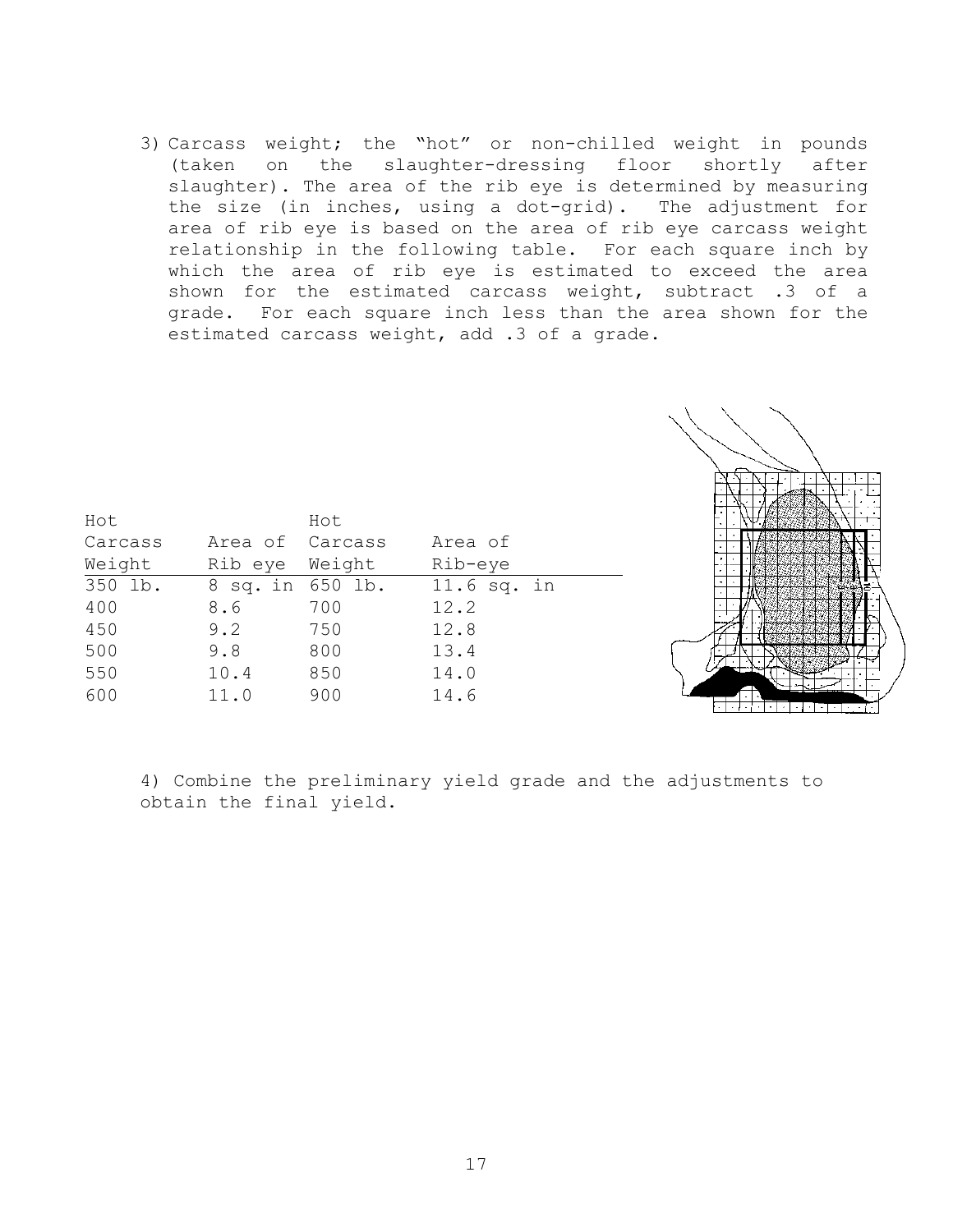3) Carcass weight; the "hot" or non-chilled weight in pounds (taken on the slaughter-dressing floor shortly after slaughter). The area of the rib eye is determined by measuring the size (in inches, using a dot-grid). The adjustment for area of rib eye is based on the area of rib eye carcass weight relationship in the following table. For each square inch by which the area of rib eye is estimated to exceed the area shown for the estimated carcass weight, subtract .3 of a grade. For each square inch less than the area shown for the estimated carcass weight, add .3 of a grade.

| Hot Carcass Weight | Area of Rib eye | Hot Carcass Weight | Area of Rib-eye |
|---|---|---|---|
| 350 lb. | 8 sq. in | 650 lb. | 11.6 sq. in |
| 400 | 8.6 | 700 | 12.2 |
| 450 | 9.2 | 750 | 12.8 |
| 500 | 9.8 | 800 | 13.4 |
| 550 | 10.4 | 850 | 14.0 |
| 600 | 11.0 | 900 | 14.6 |

4) Combine the preliminary yield grade and the adjustments to obtain the final yield.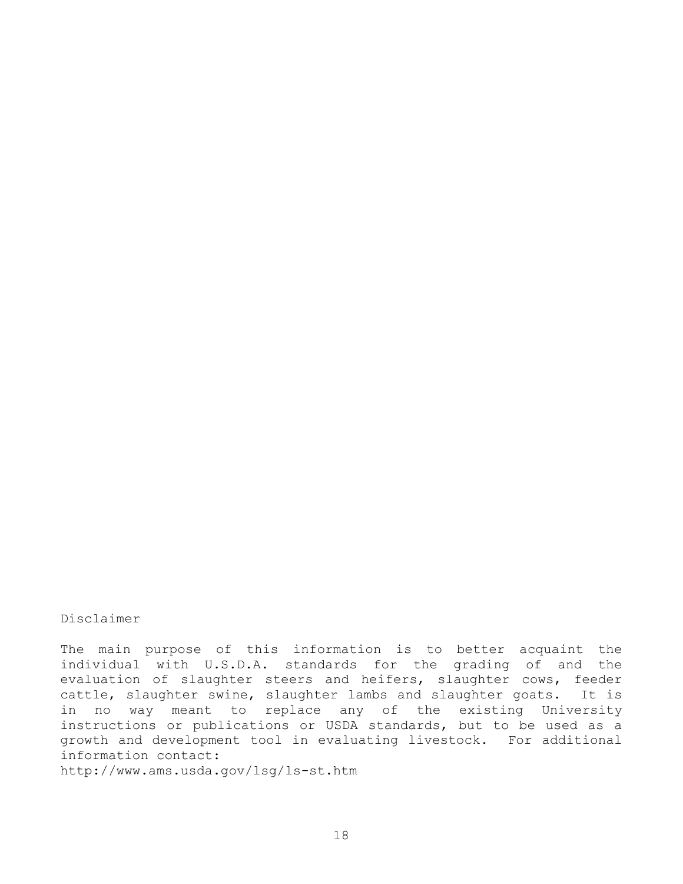Disclaimer

The main purpose of this information is to better acquaint the individual with U.S.D.A. standards for the grading of and the evaluation of slaughter steers and heifers, slaughter cows, feeder cattle, slaughter swine, slaughter lambs and slaughter goats. It is in no way meant to replace any of the existing University instructions or publications or USDA standards, but to be used as a growth and development tool in evaluating livestock. For additional information contact:
http://www.ams.usda.gov/lsg/ls-st.htm